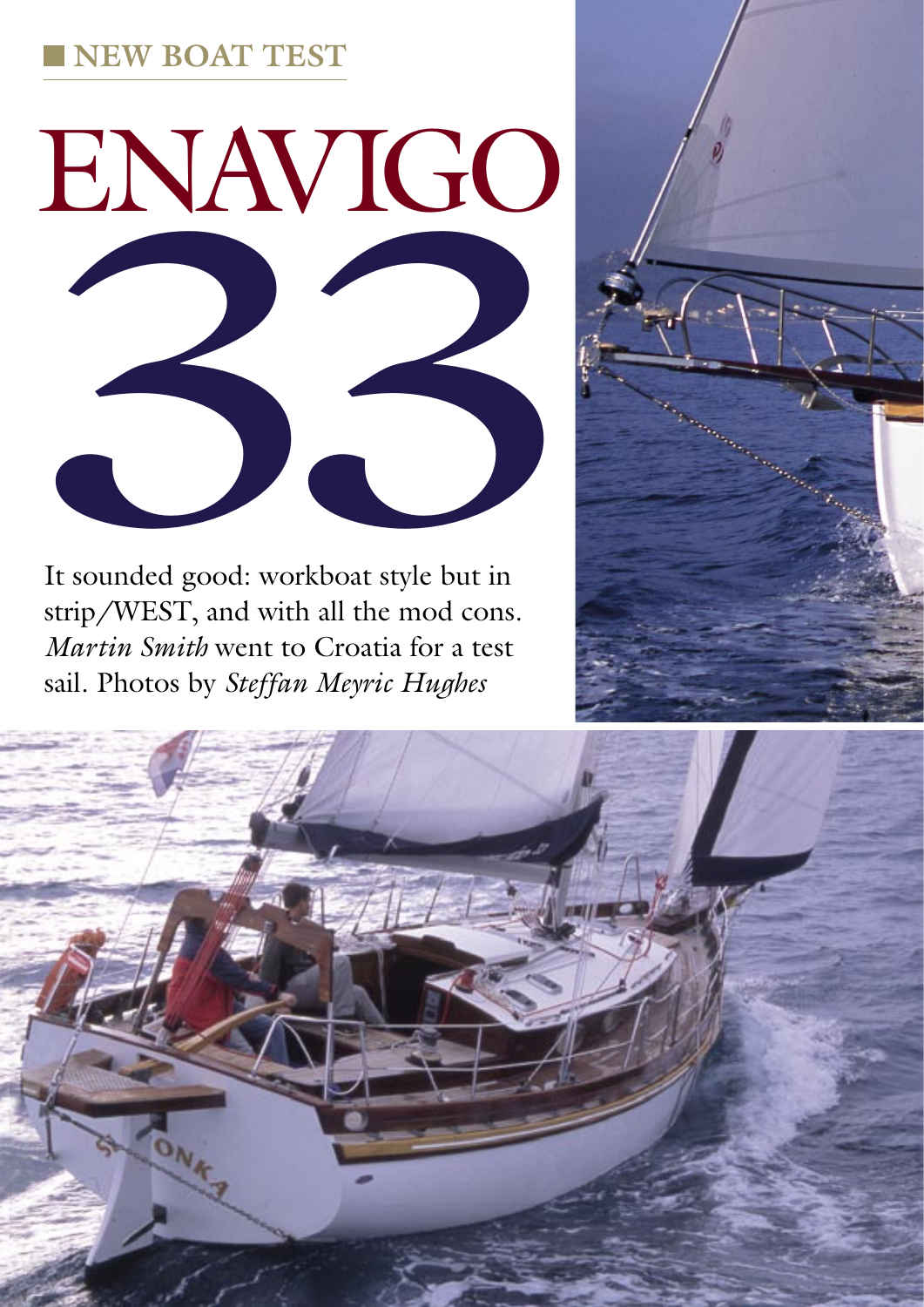NEW BOAT TEST

# ENAVIGO 33

It sounded good: workboat style but in strip/WEST, and with all the mod cons. *Martin Smith* went to Croatia for a test sail. Photos by *Steffan Meyric Hughes*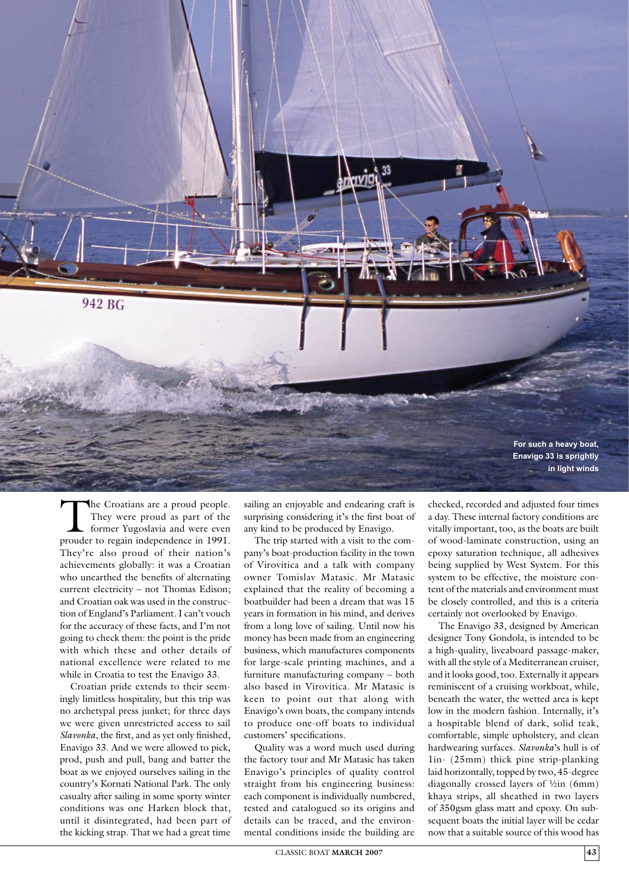For such a heavy boat, Enavigo 33 is sprightly in light winds

The Croatians are a proud people. They were proud as part of the former Yugoslavia and were even prouder to regain independence in 1991. They're also proud of their nation's achievements globally: it was a Croatian who unearthed the benefits of alternating current electricity – not Thomas Edison; and Croatian oak was used in the construction of England's Parliament. I can't vouch for the accuracy of these facts, and I'm not going to check them: the point is the pride with which these and other details of national excellence were related to me while in Croatia to test the Enavigo 33.

Croatian pride extends to their seemingly limitless hospitality, but this trip was no archetypal press junket; for three days we were given unrestricted access to sail *Slavonka*, the first, and as yet only finished, Enavigo 33. And we were allowed to pick, prod, push and pull, bang and batter the boat as we enjoyed ourselves sailing in the country's Kornati National Park. The only casualty after sailing in some sporty winter conditions was one Harken block that, until it disintegrated, had been part of the kicking strap. That we had a great time sailing an enjoyable and endearing craft is surprising considering it's the first boat of any kind to be produced by Enavigo.

The trip started with a visit to the company's boat-production facility in the town of Virovitica and a talk with company owner Tomislav Matasic. Mr Matasic explained that the reality of becoming a boatbuilder had been a dream that was 15 years in formation in his mind, and derives from a long love of sailing. Until now his money has been made from an engineering business, which manufactures components for large-scale printing machines, and a furniture manufacturing company – both also based in Virovitica. Mr Matasic is keen to point out that along with Enavigo's own boats, the company intends to produce one-off boats to individual customers' specifications.

Quality was a word much used during the factory tour and Mr Matasic has taken Enavigo's principles of quality control straight from his engineering business: each component is individually numbered, tested and catalogued so its origins and details can be traced, and the environmental conditions inside the building are checked, recorded and adjusted four times a day. These internal factory conditions are vitally important, too, as the boats are built of wood-laminate construction, using an epoxy saturation technique, all adhesives being supplied by West System. For this system to be effective, the moisture content of the materials and environment must be closely controlled, and this is a criteria certainly not overlooked by Enavigo.

The Enavigo 33, designed by American designer Tony Gondola, is intended to be a high-quality, liveaboard passage-maker, with all the style of a Mediterranean cruiser, and it looks good, too. Externally it appears reminiscent of a cruising workboat, while, beneath the water, the wetted area is kept low in the modern fashion. Internally, it's a hospitable blend of dark, solid teak, comfortable, simple upholstery, and clean hardwearing surfaces. *Slavonka*'s hull is of 1in- (25mm) thick pine strip-planking laid horizontally, topped by two, 45-degree diagonally crossed layers of ½in (6mm) khaya strips, all sheathed in two layers of 350gsm glass matt and epoxy. On subsequent boats the initial layer will be cedar now that a suitable source of this wood has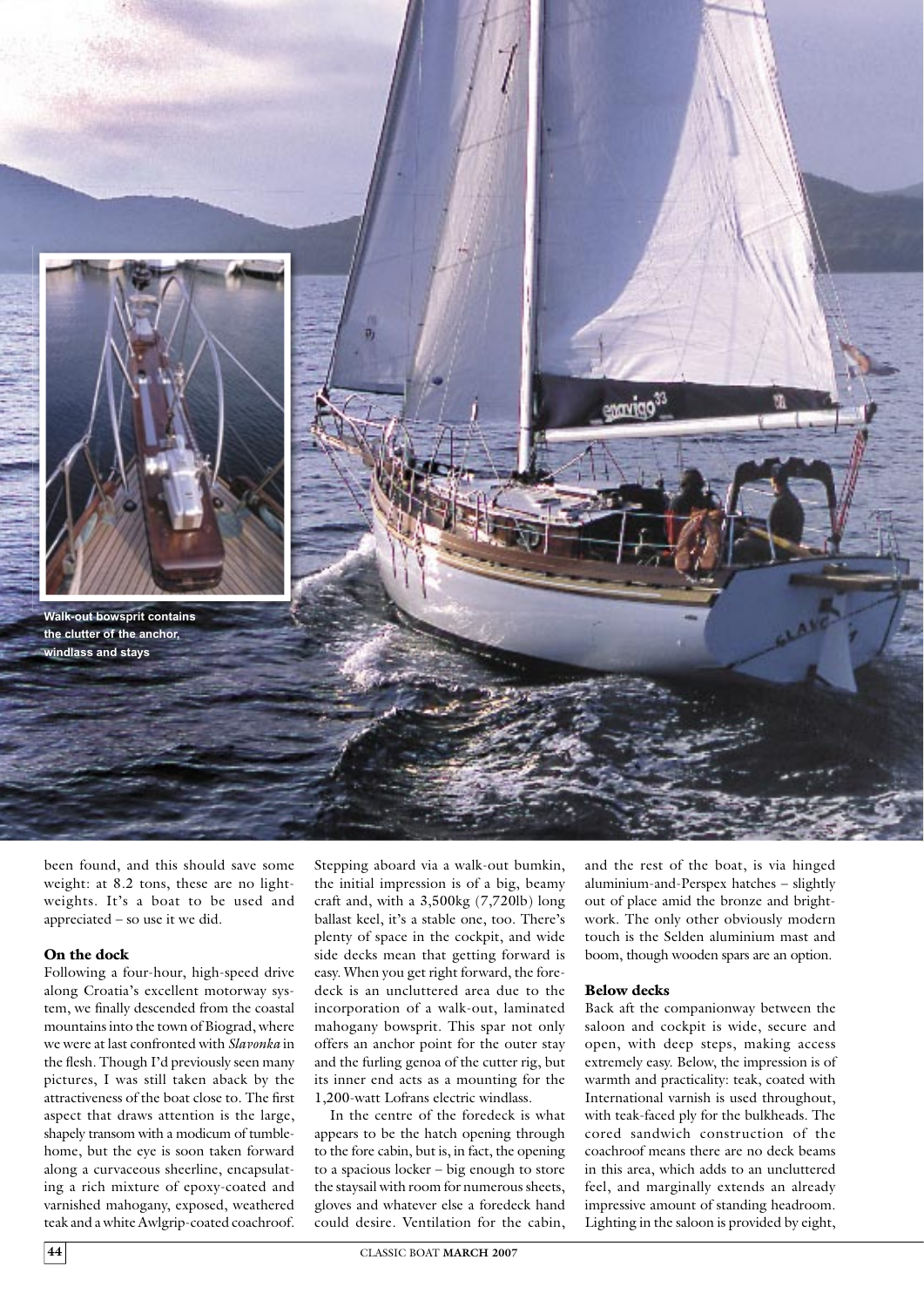Walk-out bowsprit contains the clutter of the anchor, windlass and stays

been found, and this should save some weight: at 8.2 tons, these are no lightweights. It's a boat to be used and appreciated – so use it we did.

### On the dock

Following a four-hour, high-speed drive along Croatia's excellent motorway system, we finally descended from the coastal mountains into the town of Biograd, where we were at last confronted with *Slavonka* in the flesh. Though I'd previously seen many pictures, I was still taken aback by the attractiveness of the boat close to. The first aspect that draws attention is the large, shapely transom with a modicum of tumblehome, but the eye is soon taken forward along a curvaceous sheerline, encapsulating a rich mixture of epoxy-coated and varnished mahogany, exposed, weathered teak and a white Awlgrip-coated coachroof. Stepping aboard via a walk-out bumkin, the initial impression is of a big, beamy craft and, with a 3,500kg (7,720lb) long ballast keel, it's a stable one, too. There's plenty of space in the cockpit, and wide side decks mean that getting forward is easy. When you get right forward, the foredeck is an uncluttered area due to the incorporation of a walk-out, laminated mahogany bowsprit. This spar not only offers an anchor point for the outer stay and the furling genoa of the cutter rig, but its inner end acts as a mounting for the 1,200-watt Lofrans electric windlass.

In the centre of the foredeck is what appears to be the hatch opening through to the fore cabin, but is, in fact, the opening to a spacious locker – big enough to store the staysail with room for numerous sheets, gloves and whatever else a foredeck hand could desire. Ventilation for the cabin, and the rest of the boat, is via hinged aluminium-and-Perspex hatches – slightly out of place amid the bronze and brightwork. The only other obviously modern touch is the Selden aluminium mast and boom, though wooden spars are an option.

### Below decks

Back aft the companionway between the saloon and cockpit is wide, secure and open, with deep steps, making access extremely easy. Below, the impression is of warmth and practicality: teak, coated with International varnish is used throughout, with teak-faced ply for the bulkheads. The cored sandwich construction of the coachroof means there are no deck beams in this area, which adds to an uncluttered feel, and marginally extends an already impressive amount of standing headroom. Lighting in the saloon is provided by eight,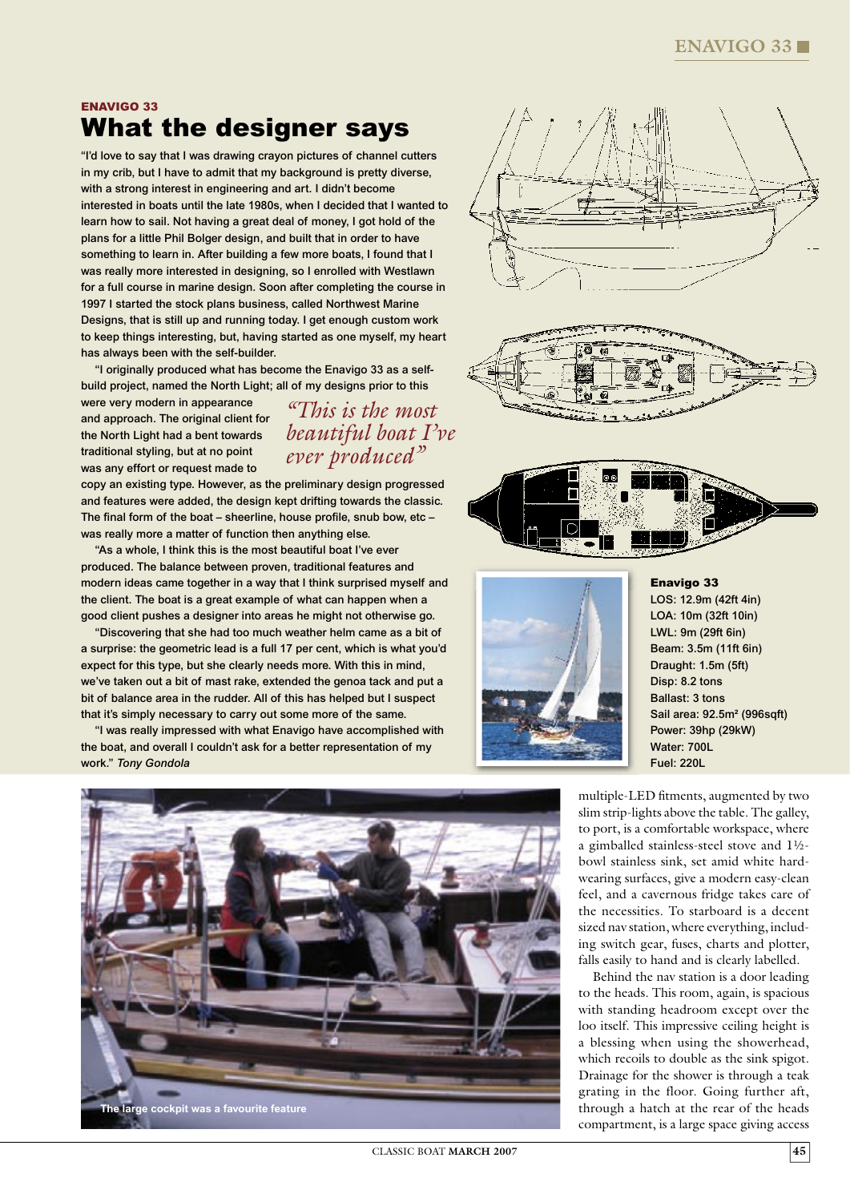ENAVIGO 33

# What the designer says

"I'd love to say that I was drawing crayon pictures of channel cutters in my crib, but I have to admit that my background is pretty diverse, with a strong interest in engineering and art. I didn't become interested in boats until the late 1980s, when I decided that I wanted to learn how to sail. Not having a great deal of money, I got hold of the plans for a little Phil Bolger design, and built that in order to have something to learn in. After building a few more boats, I found that I was really more interested in designing, so I enrolled with Westlawn for a full course in marine design. Soon after completing the course in 1997 I started the stock plans business, called Northwest Marine Designs, that is still up and running today. I get enough custom work to keep things interesting, but, having started as one myself, my heart has always been with the self-builder.

"I originally produced what has become the Enavigo 33 as a self-build project, named the North Light; all of my designs prior to this were very modern in appearance and approach. The original client for the North Light had a bent towards traditional styling, but at no point was any effort or request made to copy an existing type. However, as the preliminary design progressed and features were added, the design kept drifting towards the classic. The final form of the boat – sheerline, house profile, snub bow, etc – was really more a matter of function then anything else.

*"This is the most beautiful boat I've ever produced"*

"As a whole, I think this is the most beautiful boat I've ever produced. The balance between proven, traditional features and modern ideas came together in a way that I think surprised myself and the client. The boat is a great example of what can happen when a good client pushes a designer into areas he might not otherwise go.

"Discovering that she had too much weather helm came as a bit of a surprise: the geometric lead is a full 17 per cent, which is what you'd expect for this type, but she clearly needs more. With this in mind, we've taken out a bit of mast rake, extended the genoa tack and put a bit of balance area in the rudder. All of this has helped but I suspect that it's simply necessary to carry out some more of the same.

"I was really impressed with what Enavigo have accomplished with the boat, and overall I couldn't ask for a better representation of my work." *Tony Gondola*

**Enavigo 33**
LOS: 12.9m (42ft 4in)
LOA: 10m (32ft 10in)
LWL: 9m (29ft 6in)
Beam: 3.5m (11ft 6in)
Draught: 1.5m (5ft)
Disp: 8.2 tons
Ballast: 3 tons
Sail area: 92.5m² (996sqft)
Power: 39hp (29kW)
Water: 700L
Fuel: 220L

The large cockpit was a favourite feature

multiple-LED fitments, augmented by two slim strip-lights above the table. The galley, to port, is a comfortable workspace, where a gimballed stainless-steel stove and 1½-bowl stainless sink, set amid white hard-wearing surfaces, give a modern easy-clean feel, and a cavernous fridge takes care of the necessities. To starboard is a decent sized nav station, where everything, including switch gear, fuses, charts and plotter, falls easily to hand and is clearly labelled.

Behind the nav station is a door leading to the heads. This room, again, is spacious with standing headroom except over the loo itself. This impressive ceiling height is a blessing when using the showerhead, which recoils to double as the sink spigot. Drainage for the shower is through a teak grating in the floor. Going further aft, through a hatch at the rear of the heads compartment, is a large space giving access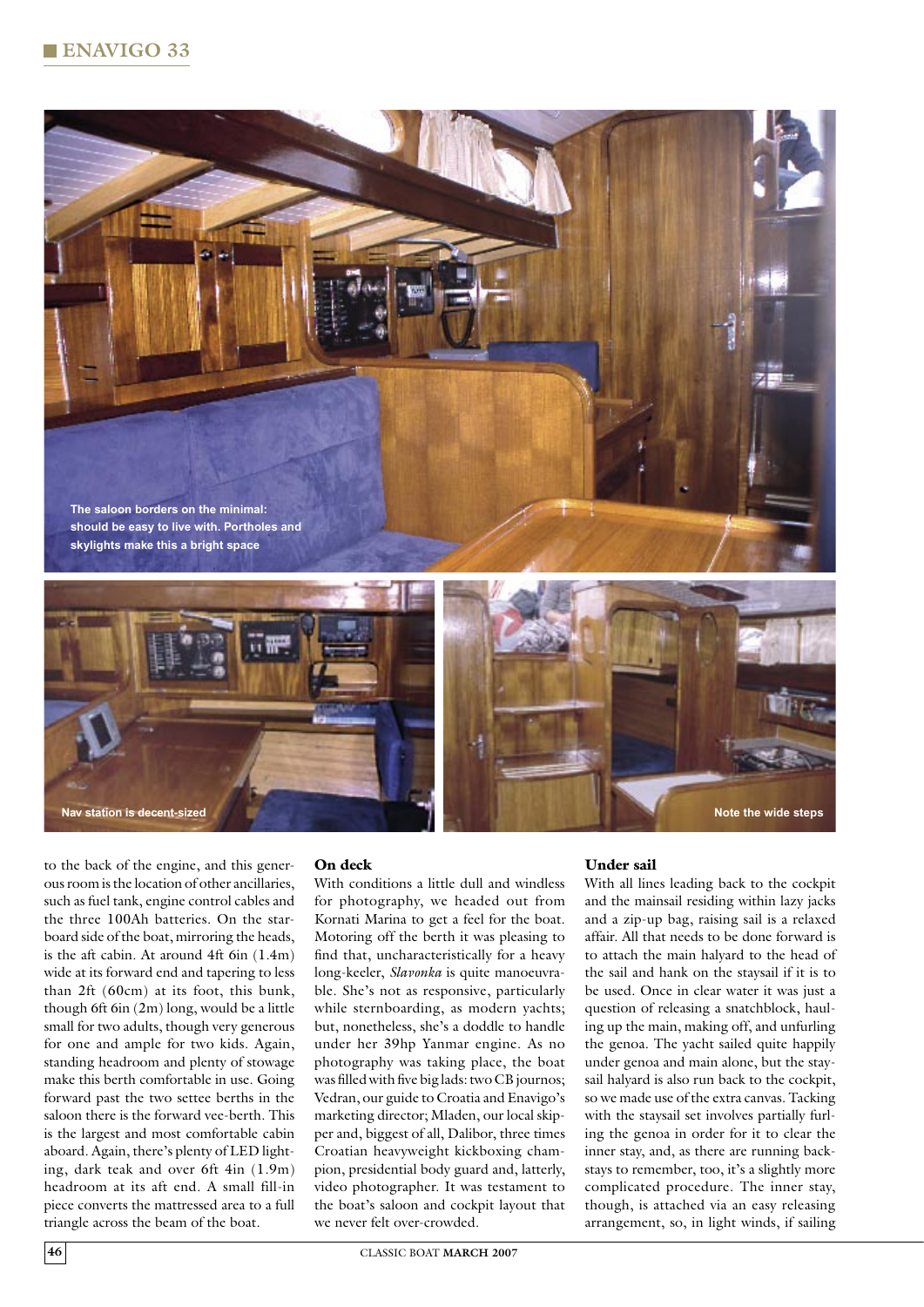The saloon borders on the minimal: should be easy to live with. Portholes and skylights make this a bright space

Nav station is decent-sized

Note the wide steps

to the back of the engine, and this generous room is the location of other ancillaries, such as fuel tank, engine control cables and the three 100Ah batteries. On the starboard side of the boat, mirroring the heads, is the aft cabin. At around 4ft 6in (1.4m) wide at its forward end and tapering to less than 2ft (60cm) at its foot, this bunk, though 6ft 6in (2m) long, would be a little small for two adults, though very generous for one and ample for two kids. Again, standing headroom and plenty of stowage make this berth comfortable in use. Going forward past the two settee berths in the saloon there is the forward vee-berth. This is the largest and most comfortable cabin aboard. Again, there's plenty of LED lighting, dark teak and over 6ft 4in (1.9m) headroom at its aft end. A small fill-in piece converts the mattressed area to a full triangle across the beam of the boat.

### On deck

With conditions a little dull and windless for photography, we headed out from Kornati Marina to get a feel for the boat. Motoring off the berth it was pleasing to find that, uncharacteristically for a heavy long-keeler, *Slavonka* is quite manoeuvrable. She's not as responsive, particularly while sternboarding, as modern yachts; but, nonetheless, she's a doddle to handle under her 39hp Yanmar engine. As no photography was taking place, the boat was filled with five big lads: two CB journos; Vedran, our guide to Croatia and Enavigo's marketing director; Mladen, our local skipper and, biggest of all, Dalibor, three times Croatian heavyweight kickboxing champion, presidential body guard and, latterly, video photographer. It was testament to the boat's saloon and cockpit layout that we never felt over-crowded.

### Under sail

With all lines leading back to the cockpit and the mainsail residing within lazy jacks and a zip-up bag, raising sail is a relaxed affair. All that needs to be done forward is to attach the main halyard to the head of the sail and hank on the staysail if it is to be used. Once in clear water it was just a question of releasing a snatchblock, hauling up the main, making off, and unfurling the genoa. The yacht sailed quite happily under genoa and main alone, but the staysail halyard is also run back to the cockpit, so we made use of the extra canvas. Tacking with the staysail set involves partially furling the genoa in order for it to clear the inner stay, and, as there are running backstays to remember, too, it's a slightly more complicated procedure. The inner stay, though, is attached via an easy releasing arrangement, so, in light winds, if sailing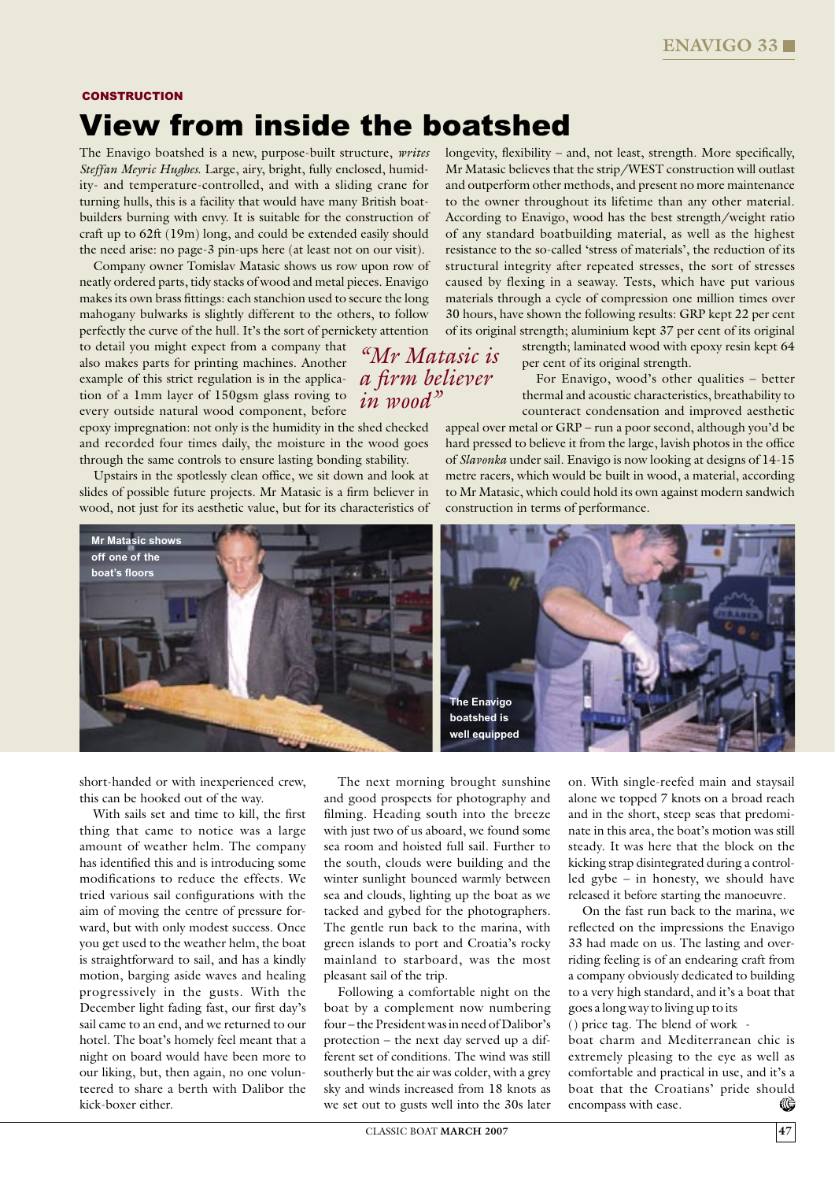CONSTRUCTION

# View from inside the boatshed

The Enavigo boatshed is a new, purpose-built structure, *writes Steffan Meyric Hughes*. Large, airy, bright, fully enclosed, humidity- and temperature-controlled, and with a sliding crane for turning hulls, this is a facility that would have many British boatbuilders burning with envy. It is suitable for the construction of craft up to 62ft (19m) long, and could be extended easily should the need arise: no page-3 pin-ups here (at least not on our visit).

Company owner Tomislav Matasic shows us row upon row of neatly ordered parts, tidy stacks of wood and metal pieces. Enavigo makes its own brass fittings: each stanchion used to secure the long mahogany bulwarks is slightly different to the others, to follow perfectly the curve of the hull. It's the sort of pernickety attention to detail you might expect from a company that also makes parts for printing machines. Another example of this strict regulation is in the application of a 1mm layer of 150gsm glass roving to every outside natural wood component, before epoxy impregnation: not only is the humidity in the shed checked and recorded four times daily, the moisture in the wood goes through the same controls to ensure lasting bonding stability.

Upstairs in the spotlessly clean office, we sit down and look at slides of possible future projects. Mr Matasic is a firm believer in wood, not just for its aesthetic value, but for its characteristics of longevity, flexibility – and, not least, strength. More specifically, Mr Matasic believes that the strip/WEST construction will outlast and outperform other methods, and present no more maintenance to the owner throughout its lifetime than any other material. According to Enavigo, wood has the best strength/weight ratio of any standard boatbuilding material, as well as the highest resistance to the so-called 'stress of materials', the reduction of its structural integrity after repeated stresses, the sort of stresses caused by flexing in a seaway. Tests, which have put various materials through a cycle of compression one million times over 30 hours, have shown the following results: GRP kept 22 per cent of its original strength; aluminium kept 37 per cent of its original strength; laminated wood with epoxy resin kept 64 per cent of its original strength.

*"Mr Matasic is a firm believer in wood"*

For Enavigo, wood's other qualities – better thermal and acoustic characteristics, breathability to counteract condensation and improved aesthetic appeal over metal or GRP – run a poor second, although you'd be hard pressed to believe it from the large, lavish photos in the office of *Slavonka* under sail. Enavigo is now looking at designs of 14-15 metre racers, which would be built in wood, a material, according to Mr Matasic, which could hold its own against modern sandwich construction in terms of performance.

Mr Matasic shows off one of the boat's floors

The Enavigo boatshed is well equipped

short-handed or with inexperienced crew, this can be hooked out of the way.

With sails set and time to kill, the first thing that came to notice was a large amount of weather helm. The company has identified this and is introducing some modifications to reduce the effects. We tried various sail configurations with the aim of moving the centre of pressure forward, but with only modest success. Once you get used to the weather helm, the boat is straightforward to sail, and has a kindly motion, barging aside waves and healing progressively in the gusts. With the December light fading fast, our first day's sail came to an end, and we returned to our hotel. The boat's homely feel meant that a night on board would have been more to our liking, but, then again, no one volunteered to share a berth with Dalibor the kick-boxer either.

The next morning brought sunshine and good prospects for photography and filming. Heading south into the breeze with just two of us aboard, we found some sea room and hoisted full sail. Further to the south, clouds were building and the winter sunlight bounced warmly between sea and clouds, lighting up the boat as we tacked and gybed for the photographers. The gentle run back to the marina, with green islands to port and Croatia's rocky mainland to starboard, was the most pleasant sail of the trip.

Following a comfortable night on the boat by a complement now numbering four – the President was in need of Dalibor's protection – the next day served up a different set of conditions. The wind was still southerly but the air was colder, with a grey sky and winds increased from 18 knots as we set out to gusts well into the 30s later on. With single-reefed main and staysail alone we topped 7 knots on a broad reach and in the short, steep seas that predominate in this area, the boat's motion was still steady. It was here that the block on the kicking strap disintegrated during a controlled gybe – in honesty, we should have released it before starting the manoeuvre.

On the fast run back to the marina, we reflected on the impressions the Enavigo 33 had made on us. The lasting and overriding feeling is of an endearing craft from a company obviously dedicated to building to a very high standard, and it's a boat that goes a long way to living up to its () price tag. The blend of work - boat charm and Mediterranean chic is extremely pleasing to the eye as well as comfortable and practical in use, and it's a boat that the Croatians' pride should encompass with ease.